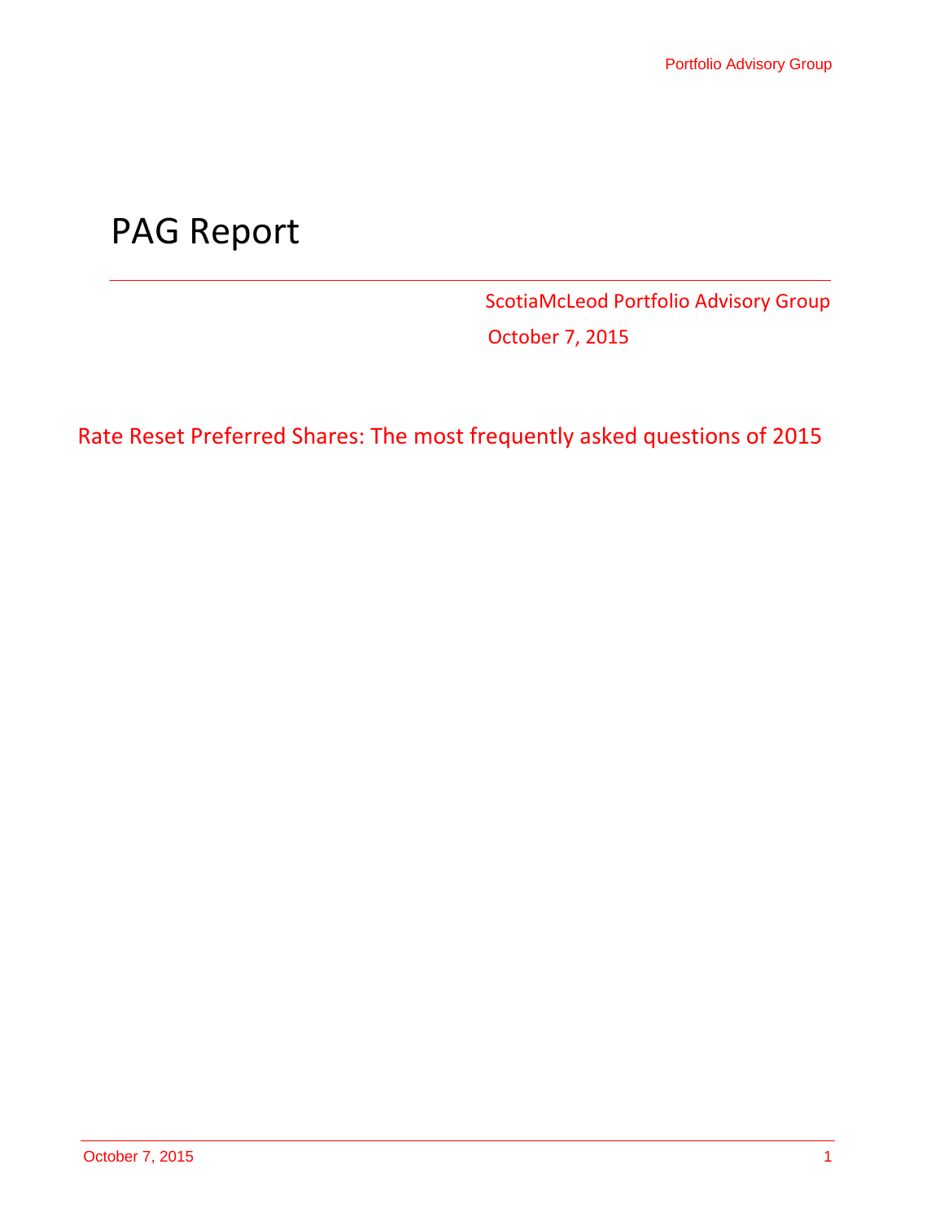# PAG Report

ScotiaMcLeod Portfolio Advisory Group

October 7, 2015

## Rate Reset Preferred Shares: The most frequently asked questions of 2015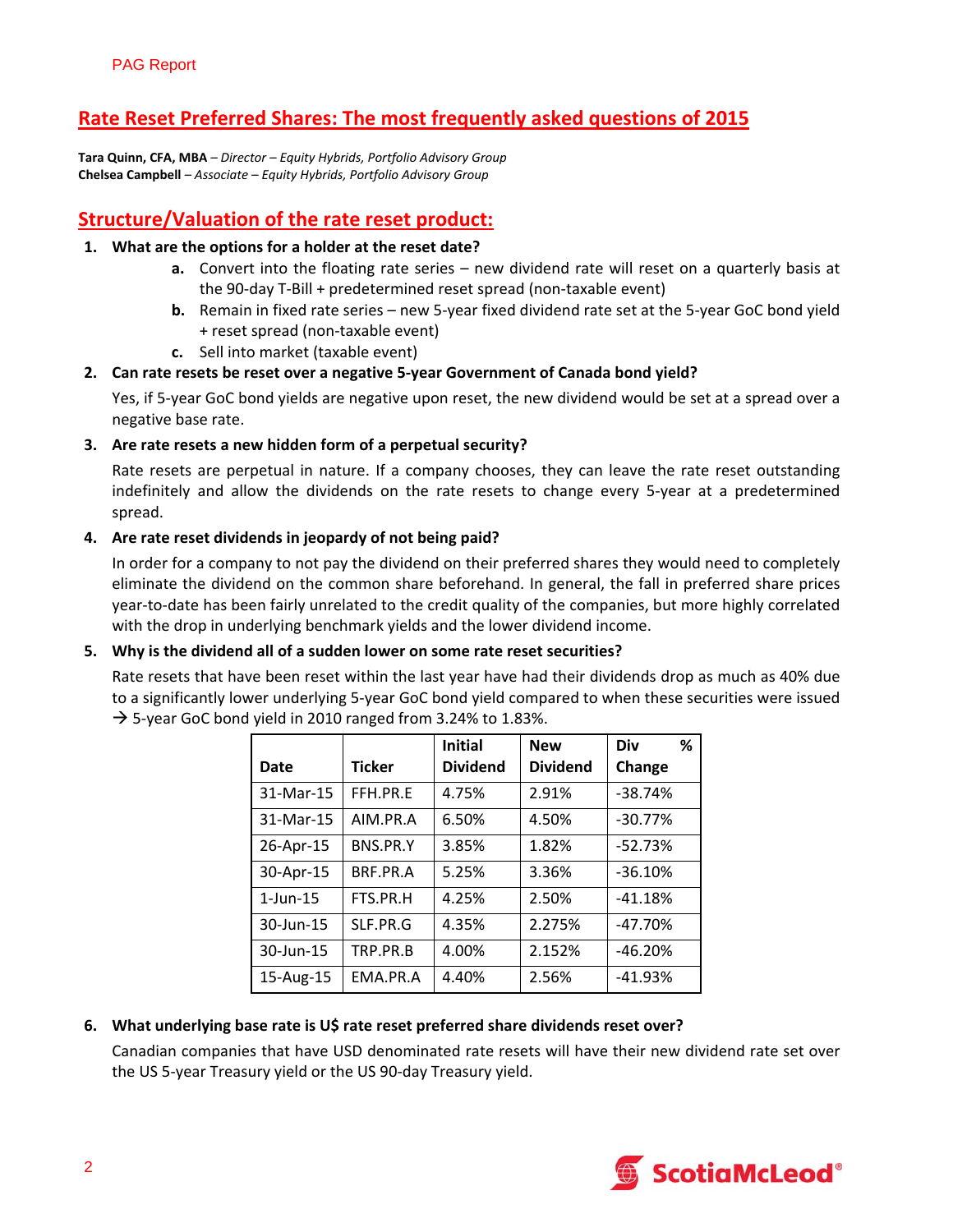## Rate Reset Preferred Shares: The most frequently asked questions of 2015

**Tara Quinn, CFA, MBA** – *Director – Equity Hybrids, Portfolio Advisory Group*
**Chelsea Campbell** – *Associate – Equity Hybrids, Portfolio Advisory Group*

## Structure/Valuation of the rate reset product:

1. **What are the options for a holder at the reset date?**
   - **a.** Convert into the floating rate series – new dividend rate will reset on a quarterly basis at the 90-day T-Bill + predetermined reset spread (non-taxable event)
   - **b.** Remain in fixed rate series – new 5-year fixed dividend rate set at the 5-year GoC bond yield + reset spread (non-taxable event)
   - **c.** Sell into market (taxable event)

2. **Can rate resets be reset over a negative 5-year Government of Canada bond yield?**

   Yes, if 5-year GoC bond yields are negative upon reset, the new dividend would be set at a spread over a negative base rate.

3. **Are rate resets a new hidden form of a perpetual security?**

   Rate resets are perpetual in nature. If a company chooses, they can leave the rate reset outstanding indefinitely and allow the dividends on the rate resets to change every 5-year at a predetermined spread.

4. **Are rate reset dividends in jeopardy of not being paid?**

   In order for a company to not pay the dividend on their preferred shares they would need to completely eliminate the dividend on the common share beforehand. In general, the fall in preferred share prices year-to-date has been fairly unrelated to the credit quality of the companies, but more highly correlated with the drop in underlying benchmark yields and the lower dividend income.

5. **Why is the dividend all of a sudden lower on some rate reset securities?**

   Rate resets that have been reset within the last year have had their dividends drop as much as 40% due to a significantly lower underlying 5-year GoC bond yield compared to when these securities were issued → 5-year GoC bond yield in 2010 ranged from 3.24% to 1.83%.

| Date | Ticker | Initial Dividend | New Dividend | Div % Change |
|---|---|---|---|---|
| 31-Mar-15 | FFH.PR.E | 4.75% | 2.91% | -38.74% |
| 31-Mar-15 | AIM.PR.A | 6.50% | 4.50% | -30.77% |
| 26-Apr-15 | BNS.PR.Y | 3.85% | 1.82% | -52.73% |
| 30-Apr-15 | BRF.PR.A | 5.25% | 3.36% | -36.10% |
| 1-Jun-15 | FTS.PR.H | 4.25% | 2.50% | -41.18% |
| 30-Jun-15 | SLF.PR.G | 4.35% | 2.275% | -47.70% |
| 30-Jun-15 | TRP.PR.B | 4.00% | 2.152% | -46.20% |
| 15-Aug-15 | EMA.PR.A | 4.40% | 2.56% | -41.93% |

6. **What underlying base rate is U$ rate reset preferred share dividends reset over?**

   Canadian companies that have USD denominated rate resets will have their new dividend rate set over the US 5-year Treasury yield or the US 90-day Treasury yield.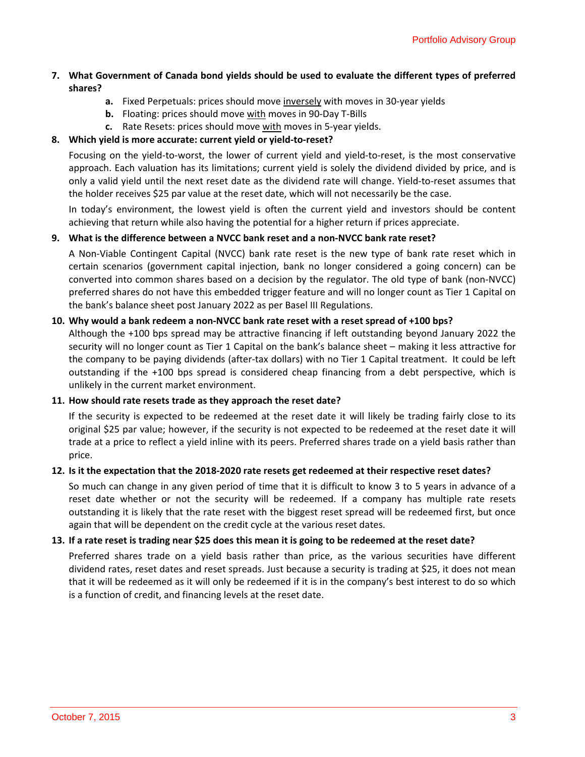**7. What Government of Canada bond yields should be used to evaluate the different types of preferred shares?**

- **a.** Fixed Perpetuals: prices should move <u>inversely</u> with moves in 30-year yields
- **b.** Floating: prices should move <u>with</u> moves in 90-Day T-Bills
- **c.** Rate Resets: prices should move <u>with</u> moves in 5-year yields.

**8. Which yield is more accurate: current yield or yield-to-reset?**

Focusing on the yield-to-worst, the lower of current yield and yield-to-reset, is the most conservative approach. Each valuation has its limitations; current yield is solely the dividend divided by price, and is only a valid yield until the next reset date as the dividend rate will change. Yield-to-reset assumes that the holder receives $25 par value at the reset date, which will not necessarily be the case.

In today's environment, the lowest yield is often the current yield and investors should be content achieving that return while also having the potential for a higher return if prices appreciate.

**9. What is the difference between a NVCC bank reset and a non-NVCC bank rate reset?**

A Non-Viable Contingent Capital (NVCC) bank rate reset is the new type of bank rate reset which in certain scenarios (government capital injection, bank no longer considered a going concern) can be converted into common shares based on a decision by the regulator. The old type of bank (non-NVCC) preferred shares do not have this embedded trigger feature and will no longer count as Tier 1 Capital on the bank's balance sheet post January 2022 as per Basel III Regulations.

**10. Why would a bank redeem a non-NVCC bank rate reset with a reset spread of +100 bps?**

Although the +100 bps spread may be attractive financing if left outstanding beyond January 2022 the security will no longer count as Tier 1 Capital on the bank's balance sheet – making it less attractive for the company to be paying dividends (after-tax dollars) with no Tier 1 Capital treatment. It could be left outstanding if the +100 bps spread is considered cheap financing from a debt perspective, which is unlikely in the current market environment.

**11. How should rate resets trade as they approach the reset date?**

If the security is expected to be redeemed at the reset date it will likely be trading fairly close to its original $25 par value; however, if the security is not expected to be redeemed at the reset date it will trade at a price to reflect a yield inline with its peers. Preferred shares trade on a yield basis rather than price.

**12. Is it the expectation that the 2018-2020 rate resets get redeemed at their respective reset dates?**

So much can change in any given period of time that it is difficult to know 3 to 5 years in advance of a reset date whether or not the security will be redeemed. If a company has multiple rate resets outstanding it is likely that the rate reset with the biggest reset spread will be redeemed first, but once again that will be dependent on the credit cycle at the various reset dates.

**13. If a rate reset is trading near $25 does this mean it is going to be redeemed at the reset date?**

Preferred shares trade on a yield basis rather than price, as the various securities have different dividend rates, reset dates and reset spreads. Just because a security is trading at $25, it does not mean that it will be redeemed as it will only be redeemed if it is in the company's best interest to do so which is a function of credit, and financing levels at the reset date.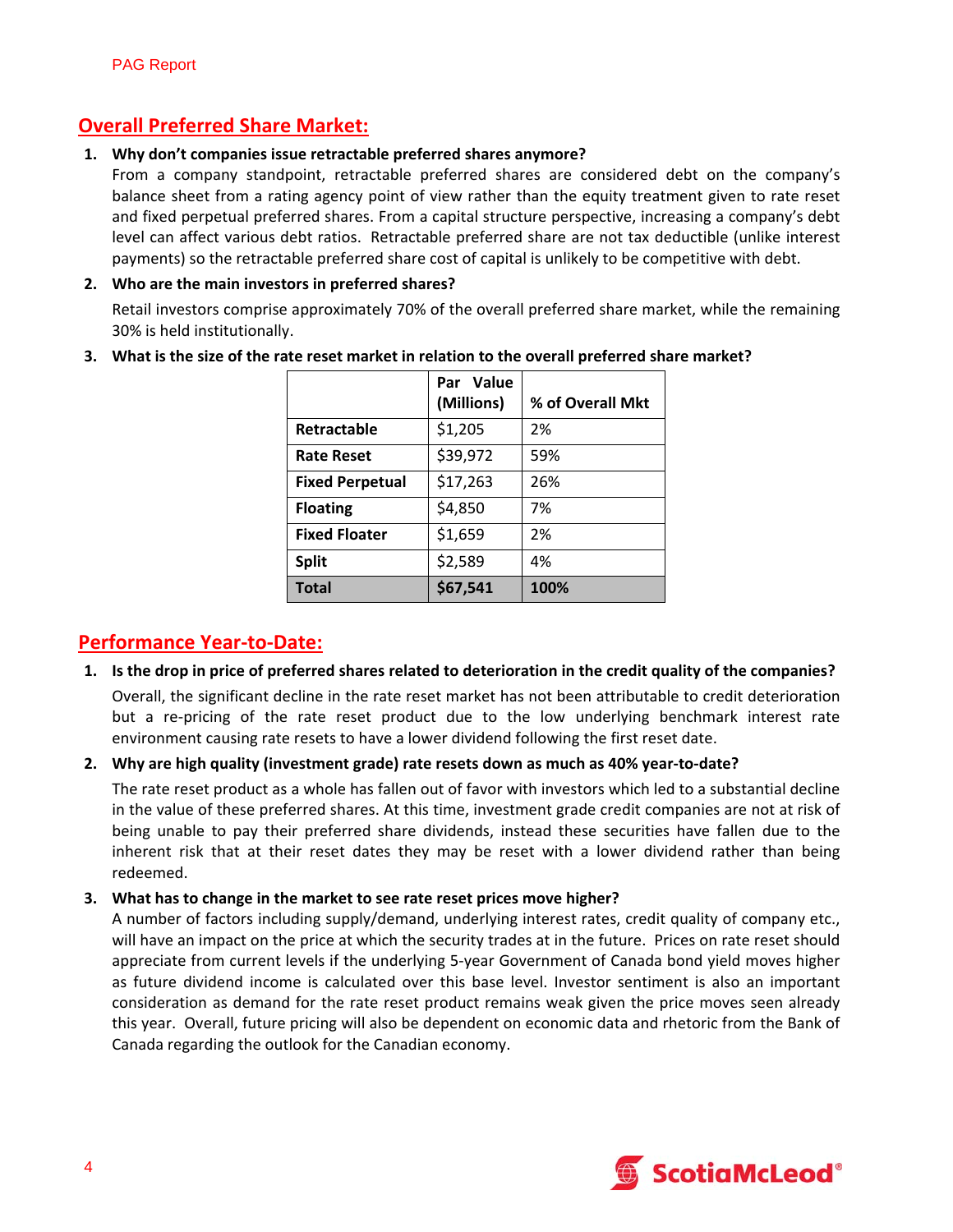## Overall Preferred Share Market:

1. **Why don't companies issue retractable preferred shares anymore?**
   From a company standpoint, retractable preferred shares are considered debt on the company's balance sheet from a rating agency point of view rather than the equity treatment given to rate reset and fixed perpetual preferred shares. From a capital structure perspective, increasing a company's debt level can affect various debt ratios. Retractable preferred share are not tax deductible (unlike interest payments) so the retractable preferred share cost of capital is unlikely to be competitive with debt.

2. **Who are the main investors in preferred shares?**

   Retail investors comprise approximately 70% of the overall preferred share market, while the remaining 30% is held institutionally.

3. **What is the size of the rate reset market in relation to the overall preferred share market?**

| | Par Value (Millions) | % of Overall Mkt |
|---|---|---|
| **Retractable** | $1,205 | 2% |
| **Rate Reset** | $39,972 | 59% |
| **Fixed Perpetual** | $17,263 | 26% |
| **Floating** | $4,850 | 7% |
| **Fixed Floater** | $1,659 | 2% |
| **Split** | $2,589 | 4% |
| **Total** | **$67,541** | **100%** |

## Performance Year-to-Date:

1. **Is the drop in price of preferred shares related to deterioration in the credit quality of the companies?**

   Overall, the significant decline in the rate reset market has not been attributable to credit deterioration but a re-pricing of the rate reset product due to the low underlying benchmark interest rate environment causing rate resets to have a lower dividend following the first reset date.

2. **Why are high quality (investment grade) rate resets down as much as 40% year-to-date?**

   The rate reset product as a whole has fallen out of favor with investors which led to a substantial decline in the value of these preferred shares. At this time, investment grade credit companies are not at risk of being unable to pay their preferred share dividends, instead these securities have fallen due to the inherent risk that at their reset dates they may be reset with a lower dividend rather than being redeemed.

3. **What has to change in the market to see rate reset prices move higher?**
   A number of factors including supply/demand, underlying interest rates, credit quality of company etc., will have an impact on the price at which the security trades at in the future. Prices on rate reset should appreciate from current levels if the underlying 5-year Government of Canada bond yield moves higher as future dividend income is calculated over this base level. Investor sentiment is also an important consideration as demand for the rate reset product remains weak given the price moves seen already this year. Overall, future pricing will also be dependent on economic data and rhetoric from the Bank of Canada regarding the outlook for the Canadian economy.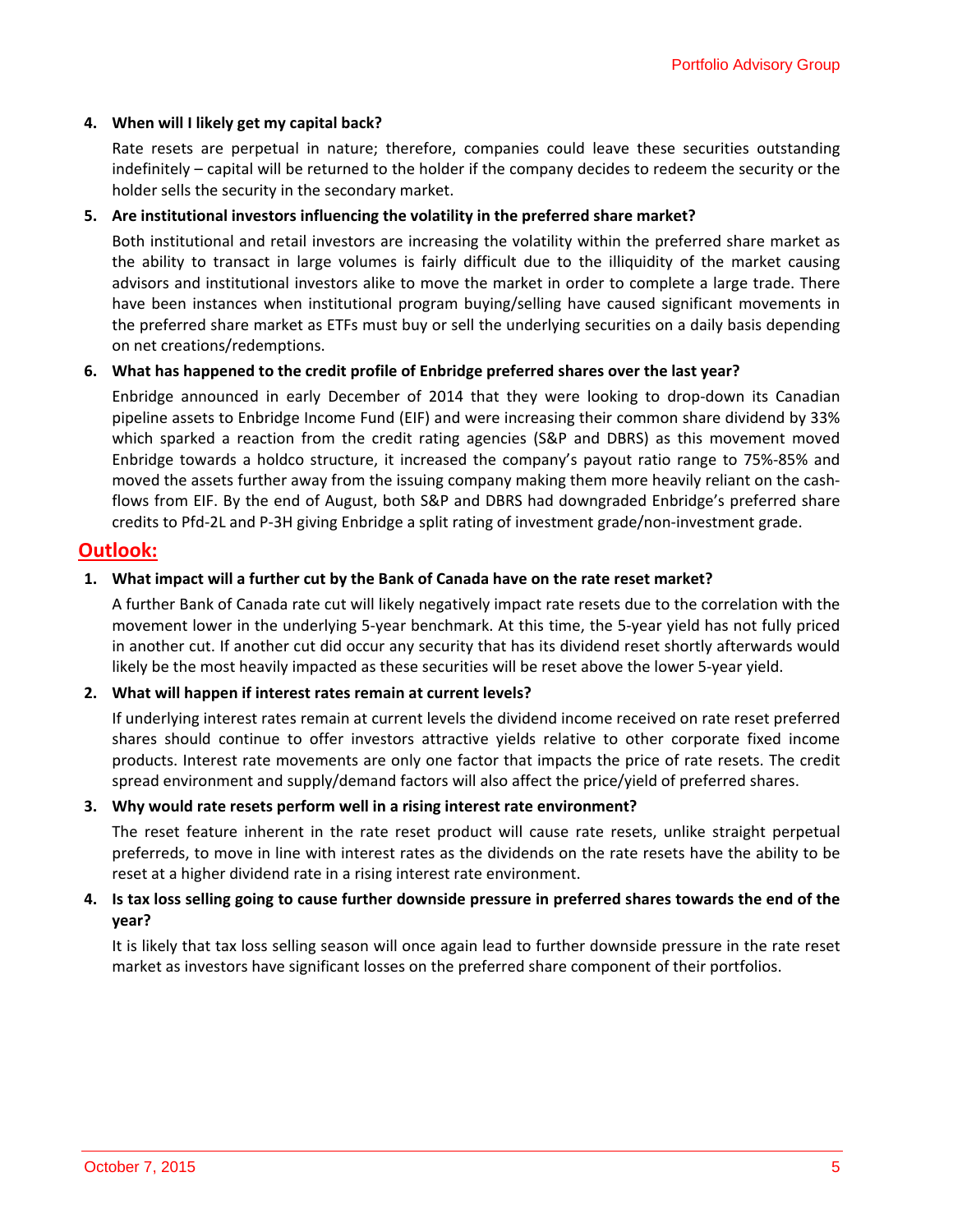4. **When will I likely get my capital back?**

   Rate resets are perpetual in nature; therefore, companies could leave these securities outstanding indefinitely – capital will be returned to the holder if the company decides to redeem the security or the holder sells the security in the secondary market.

5. **Are institutional investors influencing the volatility in the preferred share market?**

   Both institutional and retail investors are increasing the volatility within the preferred share market as the ability to transact in large volumes is fairly difficult due to the illiquidity of the market causing advisors and institutional investors alike to move the market in order to complete a large trade. There have been instances when institutional program buying/selling have caused significant movements in the preferred share market as ETFs must buy or sell the underlying securities on a daily basis depending on net creations/redemptions.

6. **What has happened to the credit profile of Enbridge preferred shares over the last year?**

   Enbridge announced in early December of 2014 that they were looking to drop-down its Canadian pipeline assets to Enbridge Income Fund (EIF) and were increasing their common share dividend by 33% which sparked a reaction from the credit rating agencies (S&P and DBRS) as this movement moved Enbridge towards a holdco structure, it increased the company's payout ratio range to 75%-85% and moved the assets further away from the issuing company making them more heavily reliant on the cash-flows from EIF. By the end of August, both S&P and DBRS had downgraded Enbridge's preferred share credits to Pfd-2L and P-3H giving Enbridge a split rating of investment grade/non-investment grade.

## Outlook:

1. **What impact will a further cut by the Bank of Canada have on the rate reset market?**

   A further Bank of Canada rate cut will likely negatively impact rate resets due to the correlation with the movement lower in the underlying 5-year benchmark. At this time, the 5-year yield has not fully priced in another cut. If another cut did occur any security that has its dividend reset shortly afterwards would likely be the most heavily impacted as these securities will be reset above the lower 5-year yield.

2. **What will happen if interest rates remain at current levels?**

   If underlying interest rates remain at current levels the dividend income received on rate reset preferred shares should continue to offer investors attractive yields relative to other corporate fixed income products. Interest rate movements are only one factor that impacts the price of rate resets. The credit spread environment and supply/demand factors will also affect the price/yield of preferred shares.

3. **Why would rate resets perform well in a rising interest rate environment?**

   The reset feature inherent in the rate reset product will cause rate resets, unlike straight perpetual preferreds, to move in line with interest rates as the dividends on the rate resets have the ability to be reset at a higher dividend rate in a rising interest rate environment.

4. **Is tax loss selling going to cause further downside pressure in preferred shares towards the end of the year?**

   It is likely that tax loss selling season will once again lead to further downside pressure in the rate reset market as investors have significant losses on the preferred share component of their portfolios.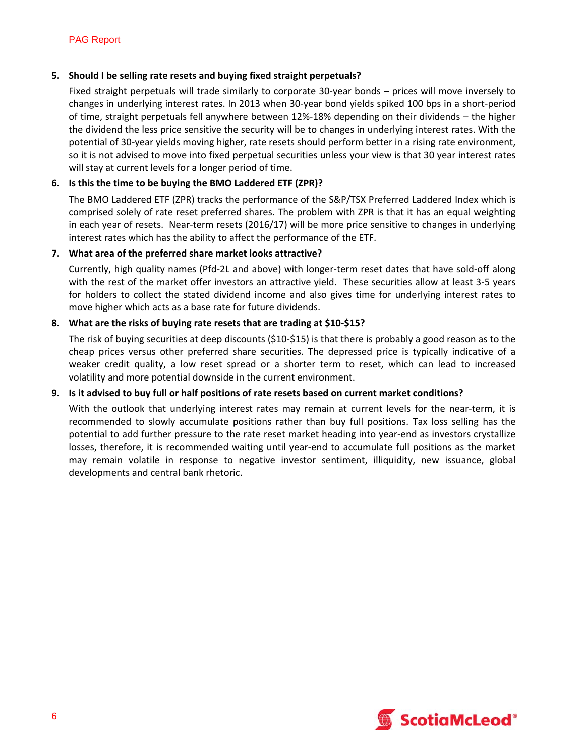5. **Should I be selling rate resets and buying fixed straight perpetuals?**

   Fixed straight perpetuals will trade similarly to corporate 30-year bonds – prices will move inversely to changes in underlying interest rates. In 2013 when 30-year bond yields spiked 100 bps in a short-period of time, straight perpetuals fell anywhere between 12%-18% depending on their dividends – the higher the dividend the less price sensitive the security will be to changes in underlying interest rates. With the potential of 30-year yields moving higher, rate resets should perform better in a rising rate environment, so it is not advised to move into fixed perpetual securities unless your view is that 30 year interest rates will stay at current levels for a longer period of time.

6. **Is this the time to be buying the BMO Laddered ETF (ZPR)?**

   The BMO Laddered ETF (ZPR) tracks the performance of the S&P/TSX Preferred Laddered Index which is comprised solely of rate reset preferred shares. The problem with ZPR is that it has an equal weighting in each year of resets. Near-term resets (2016/17) will be more price sensitive to changes in underlying interest rates which has the ability to affect the performance of the ETF.

7. **What area of the preferred share market looks attractive?**

   Currently, high quality names (Pfd-2L and above) with longer-term reset dates that have sold-off along with the rest of the market offer investors an attractive yield. These securities allow at least 3-5 years for holders to collect the stated dividend income and also gives time for underlying interest rates to move higher which acts as a base rate for future dividends.

8. **What are the risks of buying rate resets that are trading at $10-$15?**

   The risk of buying securities at deep discounts ($10-$15) is that there is probably a good reason as to the cheap prices versus other preferred share securities. The depressed price is typically indicative of a weaker credit quality, a low reset spread or a shorter term to reset, which can lead to increased volatility and more potential downside in the current environment.

9. **Is it advised to buy full or half positions of rate resets based on current market conditions?**

   With the outlook that underlying interest rates may remain at current levels for the near-term, it is recommended to slowly accumulate positions rather than buy full positions. Tax loss selling has the potential to add further pressure to the rate reset market heading into year-end as investors crystallize losses, therefore, it is recommended waiting until year-end to accumulate full positions as the market may remain volatile in response to negative investor sentiment, illiquidity, new issuance, global developments and central bank rhetoric.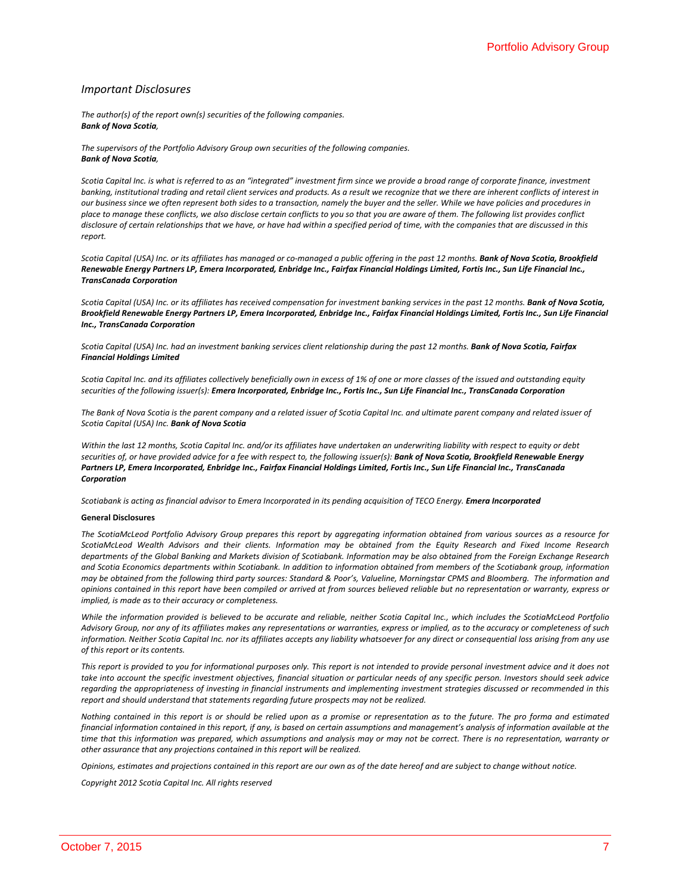## *Important Disclosures*

*The author(s) of the report own(s) securities of the following companies.*
***Bank of Nova Scotia****,*

*The supervisors of the Portfolio Advisory Group own securities of the following companies.*
***Bank of Nova Scotia****,*

*Scotia Capital Inc. is what is referred to as an "integrated" investment firm since we provide a broad range of corporate finance, investment banking, institutional trading and retail client services and products. As a result we recognize that we there are inherent conflicts of interest in our business since we often represent both sides to a transaction, namely the buyer and the seller. While we have policies and procedures in place to manage these conflicts, we also disclose certain conflicts to you so that you are aware of them. The following list provides conflict disclosure of certain relationships that we have, or have had within a specified period of time, with the companies that are discussed in this report.*

*Scotia Capital (USA) Inc. or its affiliates has managed or co-managed a public offering in the past 12 months.* ***Bank of Nova Scotia, Brookfield Renewable Energy Partners LP, Emera Incorporated, Enbridge Inc., Fairfax Financial Holdings Limited, Fortis Inc., Sun Life Financial Inc., TransCanada Corporation***

*Scotia Capital (USA) Inc. or its affiliates has received compensation for investment banking services in the past 12 months.* ***Bank of Nova Scotia, Brookfield Renewable Energy Partners LP, Emera Incorporated, Enbridge Inc., Fairfax Financial Holdings Limited, Fortis Inc., Sun Life Financial Inc., TransCanada Corporation***

*Scotia Capital (USA) Inc. had an investment banking services client relationship during the past 12 months.* ***Bank of Nova Scotia, Fairfax Financial Holdings Limited***

*Scotia Capital Inc. and its affiliates collectively beneficially own in excess of 1% of one or more classes of the issued and outstanding equity securities of the following issuer(s):* ***Emera Incorporated, Enbridge Inc., Fortis Inc., Sun Life Financial Inc., TransCanada Corporation***

*The Bank of Nova Scotia is the parent company and a related issuer of Scotia Capital Inc. and ultimate parent company and related issuer of Scotia Capital (USA) Inc.* ***Bank of Nova Scotia***

*Within the last 12 months, Scotia Capital Inc. and/or its affiliates have undertaken an underwriting liability with respect to equity or debt securities of, or have provided advice for a fee with respect to, the following issuer(s):* ***Bank of Nova Scotia, Brookfield Renewable Energy Partners LP, Emera Incorporated, Enbridge Inc., Fairfax Financial Holdings Limited, Fortis Inc., Sun Life Financial Inc., TransCanada Corporation***

*Scotiabank is acting as financial advisor to Emera Incorporated in its pending acquisition of TECO Energy.* ***Emera Incorporated***

**General Disclosures**

*The ScotiaMcLeod Portfolio Advisory Group prepares this report by aggregating information obtained from various sources as a resource for ScotiaMcLeod Wealth Advisors and their clients. Information may be obtained from the Equity Research and Fixed Income Research departments of the Global Banking and Markets division of Scotiabank. Information may be also obtained from the Foreign Exchange Research and Scotia Economics departments within Scotiabank. In addition to information obtained from members of the Scotiabank group, information may be obtained from the following third party sources: Standard & Poor's, Valueline, Morningstar CPMS and Bloomberg. The information and opinions contained in this report have been compiled or arrived at from sources believed reliable but no representation or warranty, express or implied, is made as to their accuracy or completeness.*

*While the information provided is believed to be accurate and reliable, neither Scotia Capital Inc., which includes the ScotiaMcLeod Portfolio Advisory Group, nor any of its affiliates makes any representations or warranties, express or implied, as to the accuracy or completeness of such information. Neither Scotia Capital Inc. nor its affiliates accepts any liability whatsoever for any direct or consequential loss arising from any use of this report or its contents.*

*This report is provided to you for informational purposes only. This report is not intended to provide personal investment advice and it does not take into account the specific investment objectives, financial situation or particular needs of any specific person. Investors should seek advice regarding the appropriateness of investing in financial instruments and implementing investment strategies discussed or recommended in this report and should understand that statements regarding future prospects may not be realized.*

*Nothing contained in this report is or should be relied upon as a promise or representation as to the future. The pro forma and estimated financial information contained in this report, if any, is based on certain assumptions and management's analysis of information available at the time that this information was prepared, which assumptions and analysis may or may not be correct. There is no representation, warranty or other assurance that any projections contained in this report will be realized.*

*Opinions, estimates and projections contained in this report are our own as of the date hereof and are subject to change without notice.*

*Copyright 2012 Scotia Capital Inc. All rights reserved*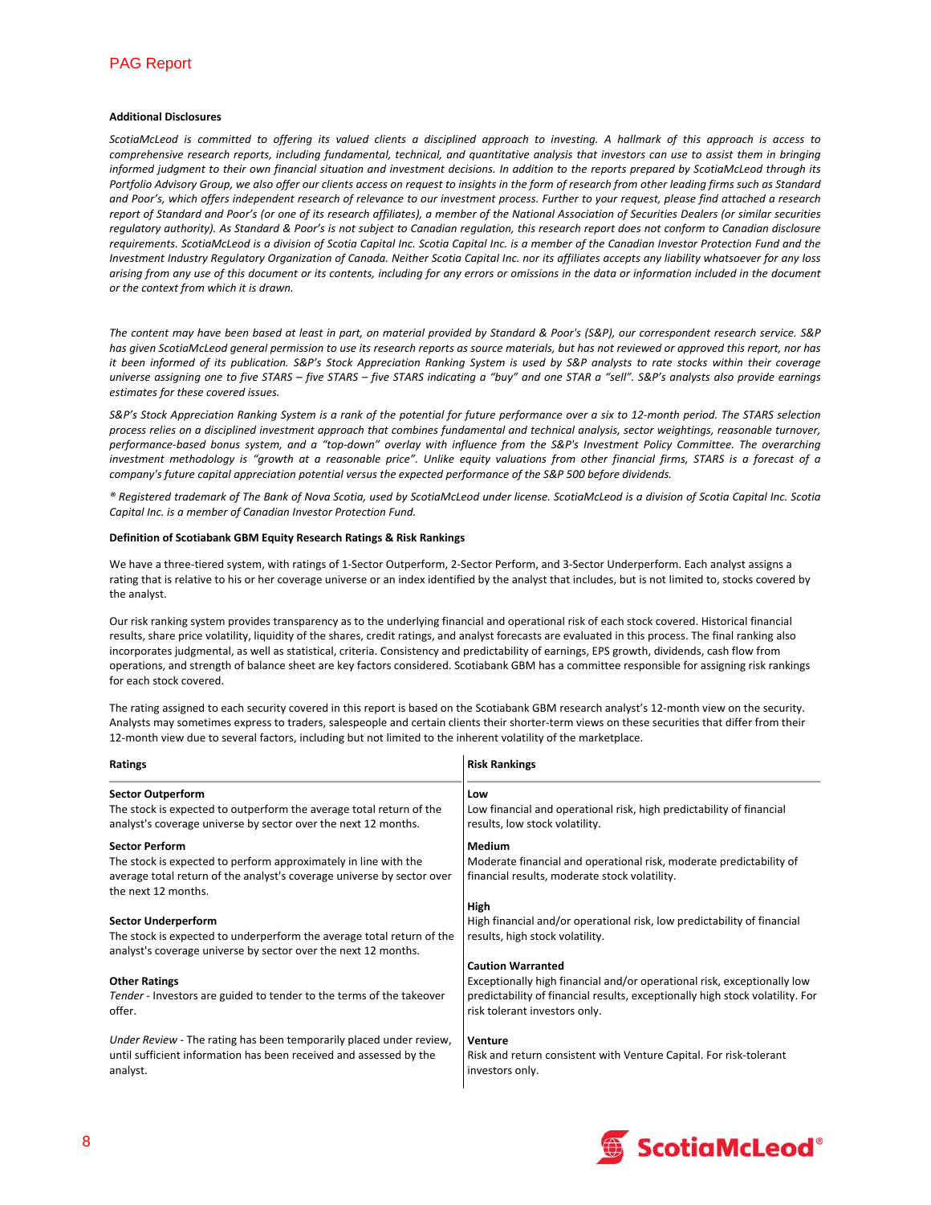### Additional Disclosures

*ScotiaMcLeod is committed to offering its valued clients a disciplined approach to investing. A hallmark of this approach is access to comprehensive research reports, including fundamental, technical, and quantitative analysis that investors can use to assist them in bringing informed judgment to their own financial situation and investment decisions. In addition to the reports prepared by ScotiaMcLeod through its Portfolio Advisory Group, we also offer our clients access on request to insights in the form of research from other leading firms such as Standard and Poor's, which offers independent research of relevance to our investment process. Further to your request, please find attached a research report of Standard and Poor's (or one of its research affiliates), a member of the National Association of Securities Dealers (or similar securities regulatory authority). As Standard & Poor's is not subject to Canadian regulation, this research report does not conform to Canadian disclosure requirements. ScotiaMcLeod is a division of Scotia Capital Inc. Scotia Capital Inc. is a member of the Canadian Investor Protection Fund and the Investment Industry Regulatory Organization of Canada. Neither Scotia Capital Inc. nor its affiliates accepts any liability whatsoever for any loss arising from any use of this document or its contents, including for any errors or omissions in the data or information included in the document or the context from which it is drawn.*

*The content may have been based at least in part, on material provided by Standard & Poor's (S&P), our correspondent research service. S&P has given ScotiaMcLeod general permission to use its research reports as source materials, but has not reviewed or approved this report, nor has it been informed of its publication. S&P's Stock Appreciation Ranking System is used by S&P analysts to rate stocks within their coverage universe assigning one to five STARS – five STARS – five STARS indicating a "buy" and one STAR a "sell". S&P's analysts also provide earnings estimates for these covered issues.*

*S&P's Stock Appreciation Ranking System is a rank of the potential for future performance over a six to 12-month period. The STARS selection process relies on a disciplined investment approach that combines fundamental and technical analysis, sector weightings, reasonable turnover, performance-based bonus system, and a "top-down" overlay with influence from the S&P's Investment Policy Committee. The overarching investment methodology is "growth at a reasonable price". Unlike equity valuations from other financial firms, STARS is a forecast of a company's future capital appreciation potential versus the expected performance of the S&P 500 before dividends.*

*® Registered trademark of The Bank of Nova Scotia, used by ScotiaMcLeod under license. ScotiaMcLeod is a division of Scotia Capital Inc. Scotia Capital Inc. is a member of Canadian Investor Protection Fund.*

### Definition of Scotiabank GBM Equity Research Ratings & Risk Rankings

We have a three-tiered system, with ratings of 1-Sector Outperform, 2-Sector Perform, and 3-Sector Underperform. Each analyst assigns a rating that is relative to his or her coverage universe or an index identified by the analyst that includes, but is not limited to, stocks covered by the analyst.

Our risk ranking system provides transparency as to the underlying financial and operational risk of each stock covered. Historical financial results, share price volatility, liquidity of the shares, credit ratings, and analyst forecasts are evaluated in this process. The final ranking also incorporates judgmental, as well as statistical, criteria. Consistency and predictability of earnings, EPS growth, dividends, cash flow from operations, and strength of balance sheet are key factors considered. Scotiabank GBM has a committee responsible for assigning risk rankings for each stock covered.

The rating assigned to each security covered in this report is based on the Scotiabank GBM research analyst's 12-month view on the security. Analysts may sometimes express to traders, salespeople and certain clients their shorter-term views on these securities that differ from their 12-month view due to several factors, including but not limited to the inherent volatility of the marketplace.

#### Ratings

**Sector Outperform**
The stock is expected to outperform the average total return of the analyst's coverage universe by sector over the next 12 months.

**Sector Perform**
The stock is expected to perform approximately in line with the average total return of the analyst's coverage universe by sector over the next 12 months.

**Sector Underperform**
The stock is expected to underperform the average total return of the analyst's coverage universe by sector over the next 12 months.

**Other Ratings**
*Tender* - Investors are guided to tender to the terms of the takeover offer.

*Under Review* - The rating has been temporarily placed under review, until sufficient information has been received and assessed by the analyst.

#### Risk Rankings

**Low**
Low financial and operational risk, high predictability of financial results, low stock volatility.

**Medium**
Moderate financial and operational risk, moderate predictability of financial results, moderate stock volatility.

**High**
High financial and/or operational risk, low predictability of financial results, high stock volatility.

**Caution Warranted**
Exceptionally high financial and/or operational risk, exceptionally low predictability of financial results, exceptionally high stock volatility. For risk tolerant investors only.

**Venture**
Risk and return consistent with Venture Capital. For risk-tolerant investors only.